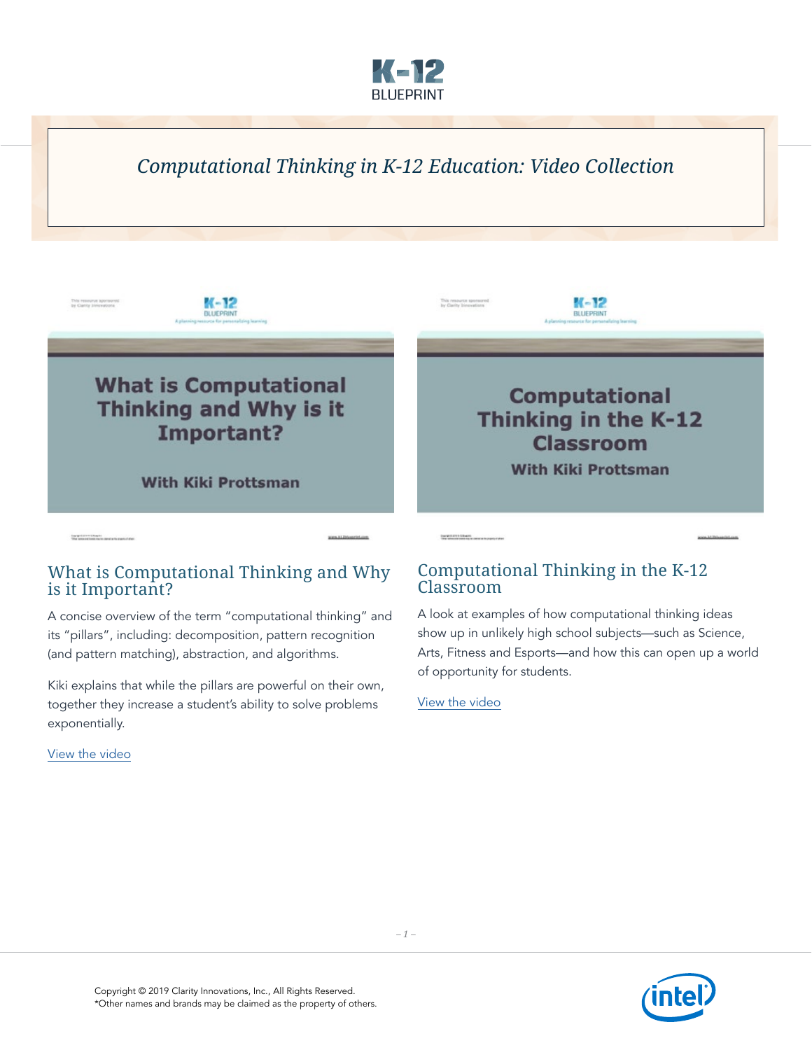# Computational Thinking in K-12 Education: Video Collection

## What is Computational Thinking and Why is it Important?

A concise overview of the term "computational thinking" and its "pillars", including: decomposition, pattern recognition (and pattern matching), abstraction, and algorithms.

Kiki explains that while the pillars are powerful on their own, together they increase a student's ability to solve problems exponentially.

View the video

## Computational Thinking in the K-12 Classroom

A look at examples of how computational thinking ideas show up in unlikely high school subjects—such as Science, Arts, Fitness and Esports—and how this can open up a world of opportunity for students.

View the video

Copyright © 2019 Clarity Innovations, Inc., All Rights Reserved.
*Other names and brands may be claimed as the property of others.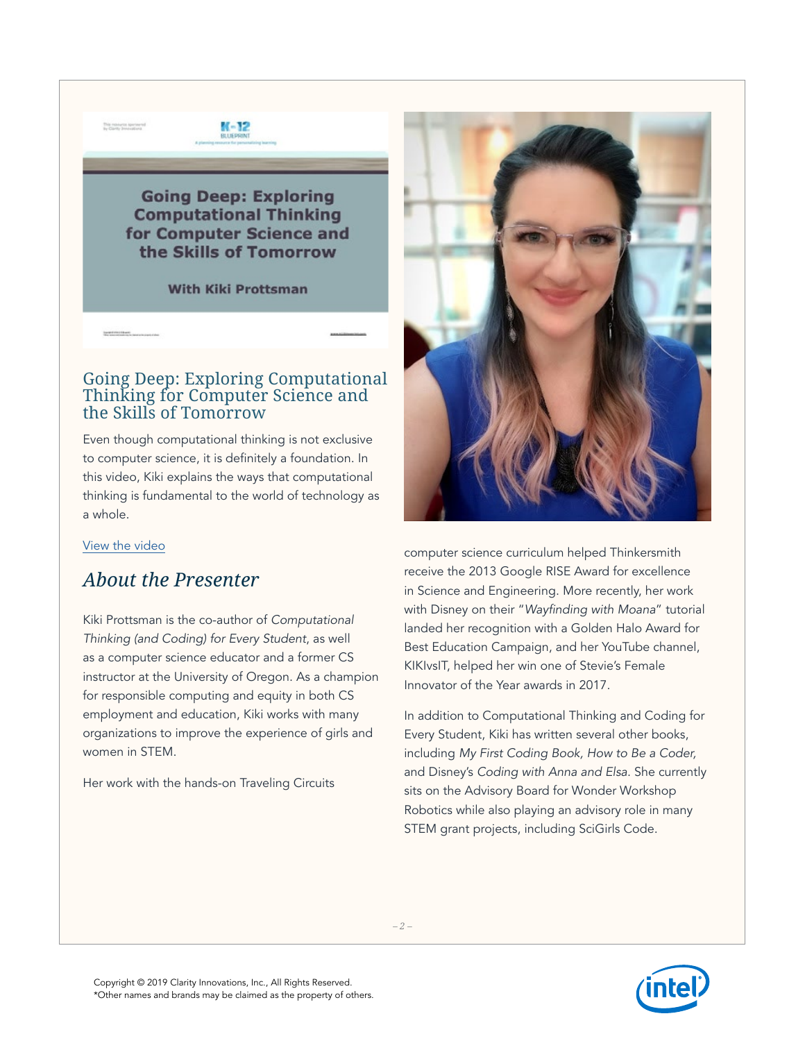## Going Deep: Exploring Computational Thinking for Computer Science and the Skills of Tomorrow

Even though computational thinking is not exclusive to computer science, it is definitely a foundation. In this video, Kiki explains the ways that computational thinking is fundamental to the world of technology as a whole.

View the video

## *About the Presenter*

Kiki Prottsman is the co-author of *Computational Thinking (and Coding) for Every Student*, as well as a computer science educator and a former CS instructor at the University of Oregon. As a champion for responsible computing and equity in both CS employment and education, Kiki works with many organizations to improve the experience of girls and women in STEM.

Her work with the hands-on Traveling Circuits computer science curriculum helped Thinkersmith receive the 2013 Google RISE Award for excellence in Science and Engineering. More recently, her work with Disney on their "*Wayfinding with Moana*" tutorial landed her recognition with a Golden Halo Award for Best Education Campaign, and her YouTube channel, KIKIvsIT, helped her win one of Stevie's Female Innovator of the Year awards in 2017.

In addition to Computational Thinking and Coding for Every Student, Kiki has written several other books, including *My First Coding Book, How to Be a Coder,* and Disney's *Coding with Anna and Elsa*. She currently sits on the Advisory Board for Wonder Workshop Robotics while also playing an advisory role in many STEM grant projects, including SciGirls Code.

Copyright © 2019 Clarity Innovations, Inc., All Rights Reserved.
*Other names and brands may be claimed as the property of others.